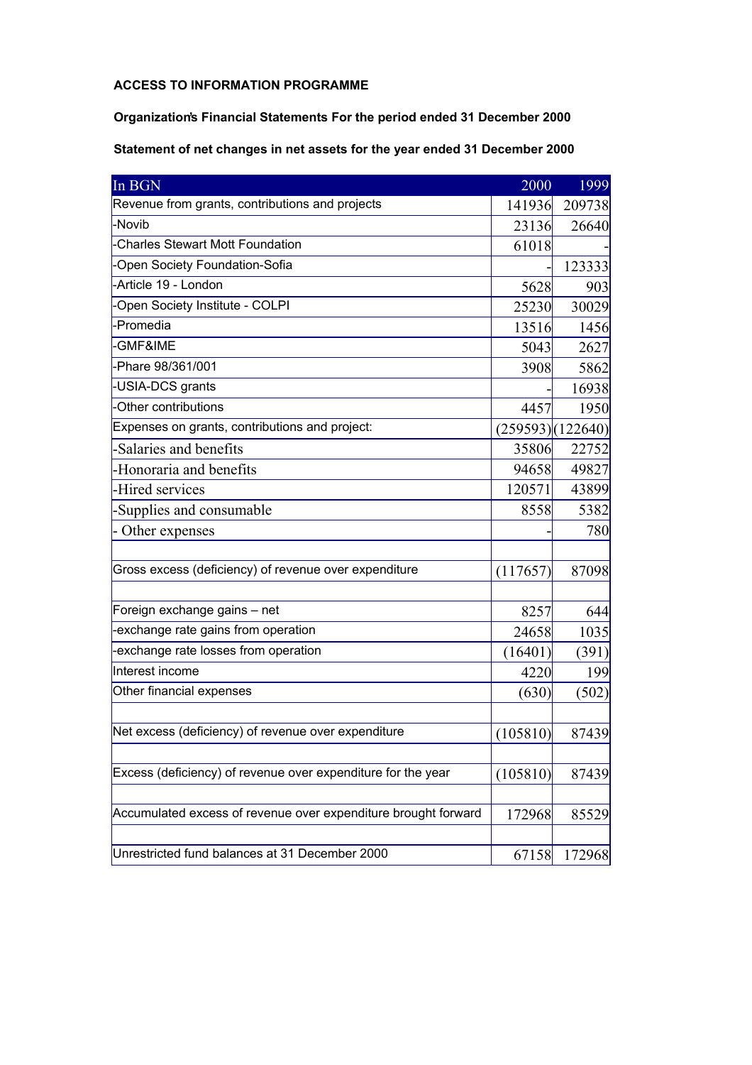**ACCESS TO INFORMATION PROGRAMME**

**Organization's Financial Statements For the period ended 31 December 2000**

**Statement of net changes in net assets for the year ended 31 December 2000**

| In BGN | 2000 | 1999 |
|---|---|---|
| Revenue from grants, contributions and projects | 141936 | 209738 |
| -Novib | 23136 | 26640 |
| -Charles Stewart Mott Foundation | 61018 | - |
| -Open Society Foundation-Sofia | - | 123333 |
| -Article 19 - London | 5628 | 903 |
| -Open Society Institute - COLPI | 25230 | 30029 |
| -Promedia | 13516 | 1456 |
| -GMF&IME | 5043 | 2627 |
| -Phare 98/361/001 | 3908 | 5862 |
| -USIA-DCS grants | - | 16938 |
| -Other contributions | 4457 | 1950 |
| Expenses on grants, contributions and project: | (259593) | (122640) |
| -Salaries and benefits | 35806 | 22752 |
| -Honoraria and benefits | 94658 | 49827 |
| -Hired services | 120571 | 43899 |
| -Supplies and consumable | 8558 | 5382 |
| - Other expenses | - | 780 |
| | | |
| Gross excess (deficiency) of revenue over expenditure | (117657) | 87098 |
| | | |
| Foreign exchange gains – net | 8257 | 644 |
| -exchange rate gains from operation | 24658 | 1035 |
| -exchange rate losses from operation | (16401) | (391) |
| Interest income | 4220 | 199 |
| Other financial expenses | (630) | (502) |
| | | |
| Net excess (deficiency) of revenue over expenditure | (105810) | 87439 |
| | | |
| Excess (deficiency) of revenue over expenditure for the year | (105810) | 87439 |
| | | |
| Accumulated excess of revenue over expenditure brought forward | 172968 | 85529 |
| | | |
| Unrestricted fund balances at 31 December 2000 | 67158 | 172968 |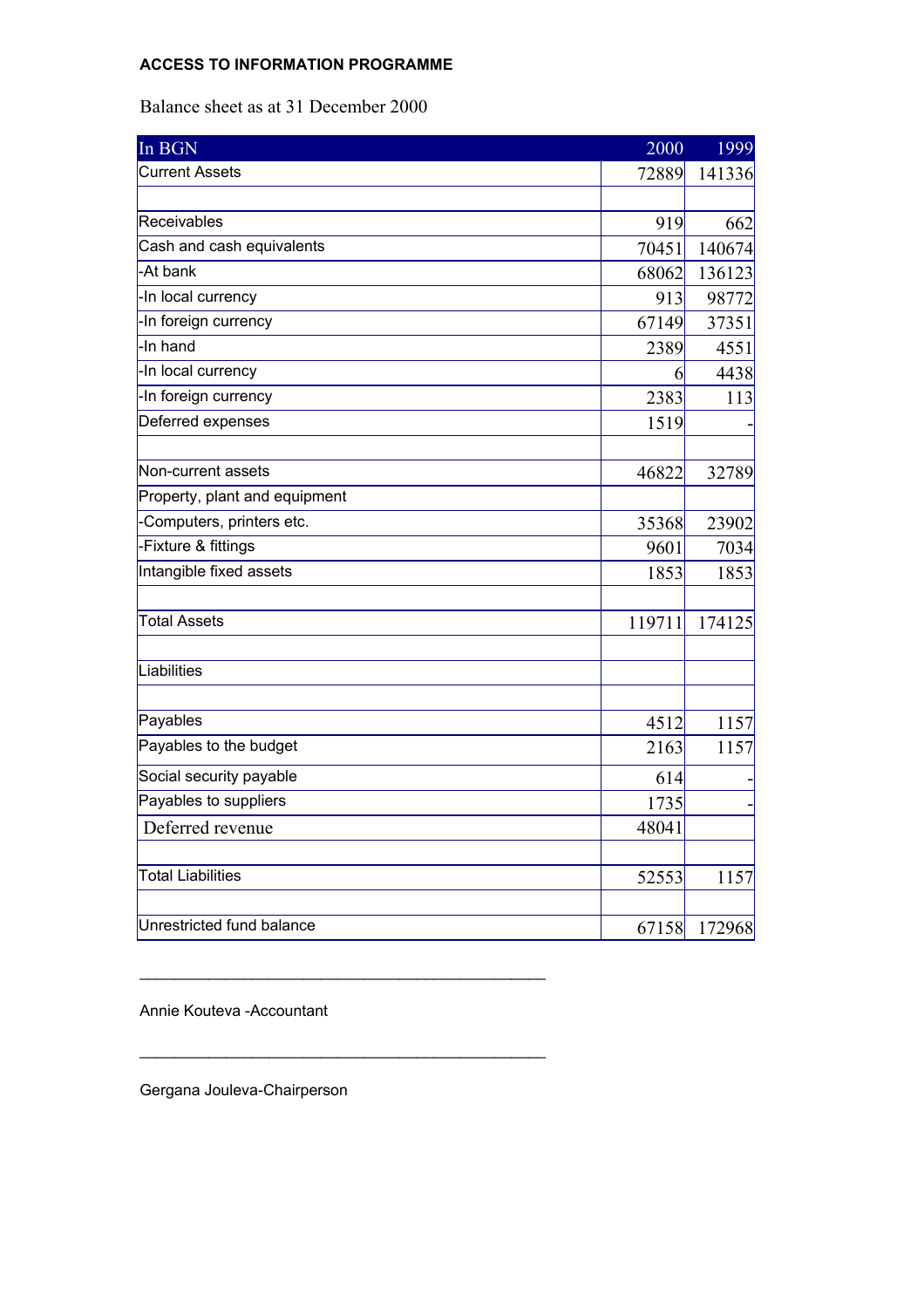**ACCESS TO INFORMATION PROGRAMME**

Balance sheet as at 31 December 2000

| In BGN | 2000 | 1999 |
|---|---|---|
| Current Assets | 72889 | 141336 |
| | | |
| Receivables | 919 | 662 |
| Cash and cash equivalents | 70451 | 140674 |
| -At bank | 68062 | 136123 |
| -In local currency | 913 | 98772 |
| -In foreign currency | 67149 | 37351 |
| -In hand | 2389 | 4551 |
| -In local currency | 6 | 4438 |
| -In foreign currency | 2383 | 113 |
| Deferred expenses | 1519 | - |
| | | |
| Non-current assets | 46822 | 32789 |
| Property, plant and equipment | | |
| -Computers, printers etc. | 35368 | 23902 |
| -Fixture & fittings | 9601 | 7034 |
| Intangible fixed assets | 1853 | 1853 |
| | | |
| Total Assets | 119711 | 174125 |
| | | |
| Liabilities | | |
| | | |
| Payables | 4512 | 1157 |
| Payables to the budget | 2163 | 1157 |
| Social security payable | 614 | - |
| Payables to suppliers | 1735 | - |
| Deferred revenue | 48041 | |
| | | |
| Total Liabilities | 52553 | 1157 |
| | | |
| Unrestricted fund balance | 67158 | 172968 |

_______________________________________________

Annie Kouteva -Accountant

_______________________________________________

Gergana Jouleva-Chairperson